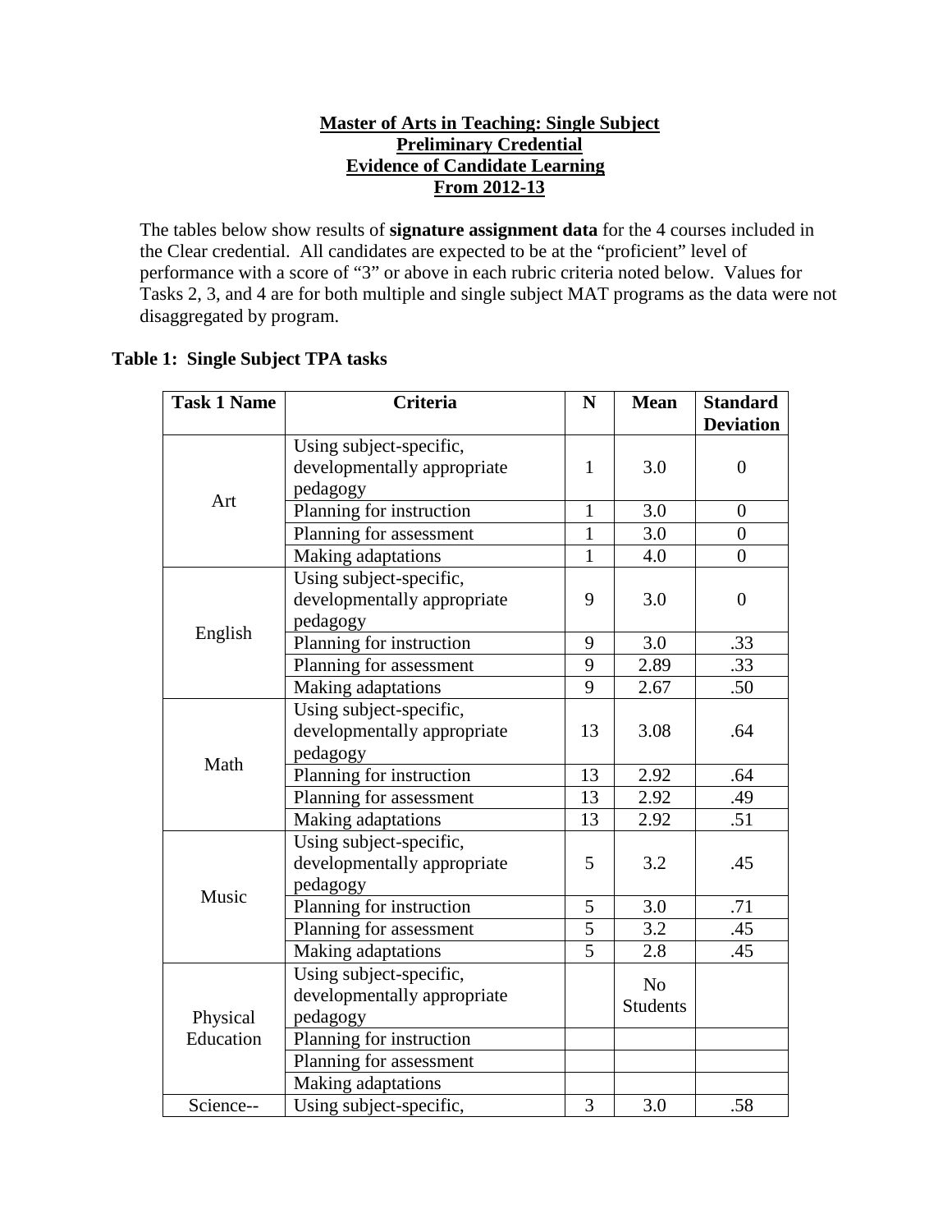**Master of Arts in Teaching: Single Subject**
**Preliminary Credential**
**Evidence of Candidate Learning**
**From 2012-13**

The tables below show results of **signature assignment data** for the 4 courses included in the Clear credential. All candidates are expected to be at the "proficient" level of performance with a score of "3" or above in each rubric criteria noted below. Values for Tasks 2, 3, and 4 are for both multiple and single subject MAT programs as the data were not disaggregated by program.

**Table 1: Single Subject TPA tasks**

| Task 1 Name | Criteria | N | Mean | Standard Deviation |
|---|---|---|---|---|
| Art | Using subject-specific, developmentally appropriate pedagogy | 1 | 3.0 | 0 |
| | Planning for instruction | 1 | 3.0 | 0 |
| | Planning for assessment | 1 | 3.0 | 0 |
| | Making adaptations | 1 | 4.0 | 0 |
| English | Using subject-specific, developmentally appropriate pedagogy | 9 | 3.0 | 0 |
| | Planning for instruction | 9 | 3.0 | .33 |
| | Planning for assessment | 9 | 2.89 | .33 |
| | Making adaptations | 9 | 2.67 | .50 |
| Math | Using subject-specific, developmentally appropriate pedagogy | 13 | 3.08 | .64 |
| | Planning for instruction | 13 | 2.92 | .64 |
| | Planning for assessment | 13 | 2.92 | .49 |
| | Making adaptations | 13 | 2.92 | .51 |
| Music | Using subject-specific, developmentally appropriate pedagogy | 5 | 3.2 | .45 |
| | Planning for instruction | 5 | 3.0 | .71 |
| | Planning for assessment | 5 | 3.2 | .45 |
| | Making adaptations | 5 | 2.8 | .45 |
| Physical Education | Using subject-specific, developmentally appropriate pedagogy | | No Students | |
| | Planning for instruction | | | |
| | Planning for assessment | | | |
| | Making adaptations | | | |
| Science-- | Using subject-specific, | 3 | 3.0 | .58 |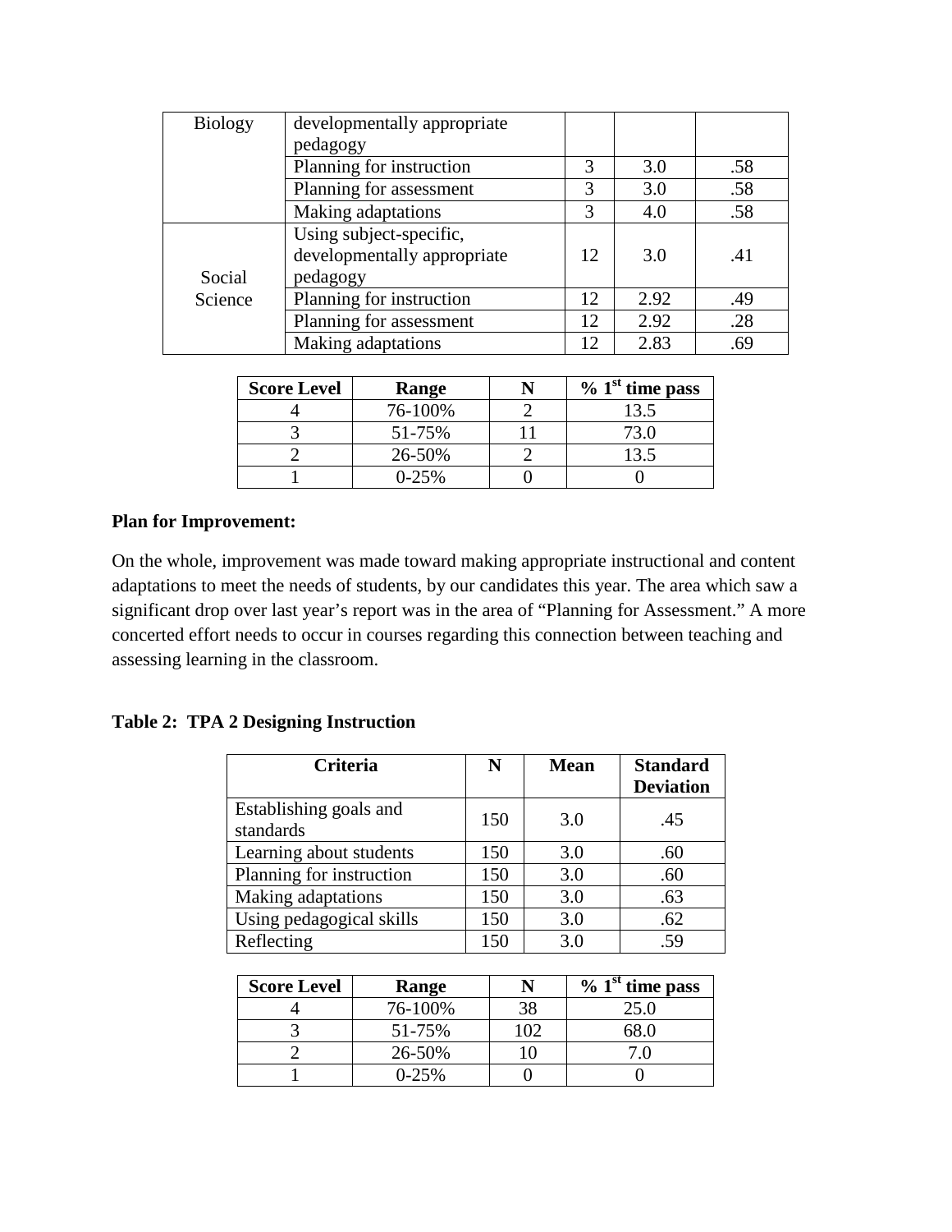| | | | | |
|---|---|---|---|---|
| Biology | developmentally appropriate pedagogy | | | |
| | Planning for instruction | 3 | 3.0 | .58 |
| | Planning for assessment | 3 | 3.0 | .58 |
| | Making adaptations | 3 | 4.0 | .58 |
| Social Science | Using subject-specific, developmentally appropriate pedagogy | 12 | 3.0 | .41 |
| | Planning for instruction | 12 | 2.92 | .49 |
| | Planning for assessment | 12 | 2.92 | .28 |
| | Making adaptations | 12 | 2.83 | .69 |

| Score Level | Range | N | % 1st time pass |
|---|---|---|---|
| 4 | 76-100% | 2 | 13.5 |
| 3 | 51-75% | 11 | 73.0 |
| 2 | 26-50% | 2 | 13.5 |
| 1 | 0-25% | 0 | 0 |

**Plan for Improvement:**

On the whole, improvement was made toward making appropriate instructional and content adaptations to meet the needs of students, by our candidates this year. The area which saw a significant drop over last year's report was in the area of "Planning for Assessment." A more concerted effort needs to occur in courses regarding this connection between teaching and assessing learning in the classroom.

**Table 2: TPA 2 Designing Instruction**

| Criteria | N | Mean | Standard Deviation |
|---|---|---|---|
| Establishing goals and standards | 150 | 3.0 | .45 |
| Learning about students | 150 | 3.0 | .60 |
| Planning for instruction | 150 | 3.0 | .60 |
| Making adaptations | 150 | 3.0 | .63 |
| Using pedagogical skills | 150 | 3.0 | .62 |
| Reflecting | 150 | 3.0 | .59 |

| Score Level | Range | N | % 1st time pass |
|---|---|---|---|
| 4 | 76-100% | 38 | 25.0 |
| 3 | 51-75% | 102 | 68.0 |
| 2 | 26-50% | 10 | 7.0 |
| 1 | 0-25% | 0 | 0 |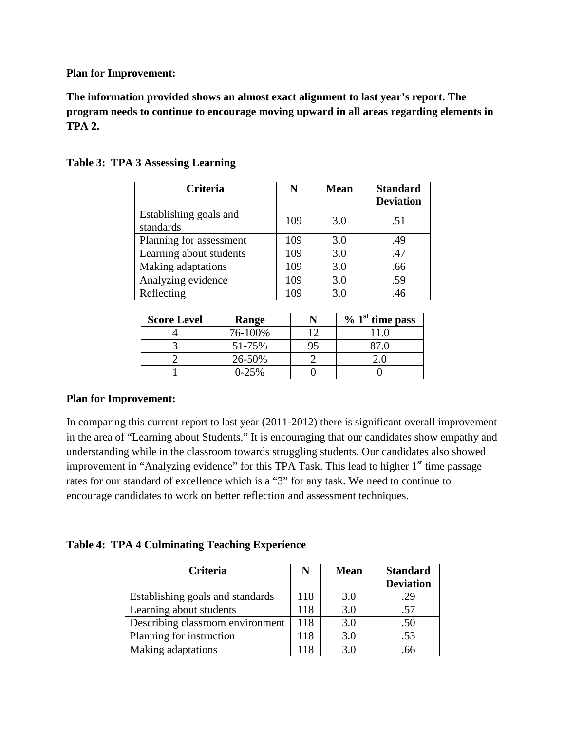**Plan for Improvement:**

**The information provided shows an almost exact alignment to last year's report. The program needs to continue to encourage moving upward in all areas regarding elements in TPA 2.**

**Table 3: TPA 3 Assessing Learning**

| Criteria | N | Mean | Standard Deviation |
|---|---|---|---|
| Establishing goals and standards | 109 | 3.0 | .51 |
| Planning for assessment | 109 | 3.0 | .49 |
| Learning about students | 109 | 3.0 | .47 |
| Making adaptations | 109 | 3.0 | .66 |
| Analyzing evidence | 109 | 3.0 | .59 |
| Reflecting | 109 | 3.0 | .46 |

| Score Level | Range | N | % 1st time pass |
|---|---|---|---|
| 4 | 76-100% | 12 | 11.0 |
| 3 | 51-75% | 95 | 87.0 |
| 2 | 26-50% | 2 | 2.0 |
| 1 | 0-25% | 0 | 0 |

**Plan for Improvement:**

In comparing this current report to last year (2011-2012) there is significant overall improvement in the area of "Learning about Students." It is encouraging that our candidates show empathy and understanding while in the classroom towards struggling students. Our candidates also showed improvement in "Analyzing evidence" for this TPA Task. This lead to higher 1st time passage rates for our standard of excellence which is a "3" for any task. We need to continue to encourage candidates to work on better reflection and assessment techniques.

**Table 4: TPA 4 Culminating Teaching Experience**

| Criteria | N | Mean | Standard Deviation |
|---|---|---|---|
| Establishing goals and standards | 118 | 3.0 | .29 |
| Learning about students | 118 | 3.0 | .57 |
| Describing classroom environment | 118 | 3.0 | .50 |
| Planning for instruction | 118 | 3.0 | .53 |
| Making adaptations | 118 | 3.0 | .66 |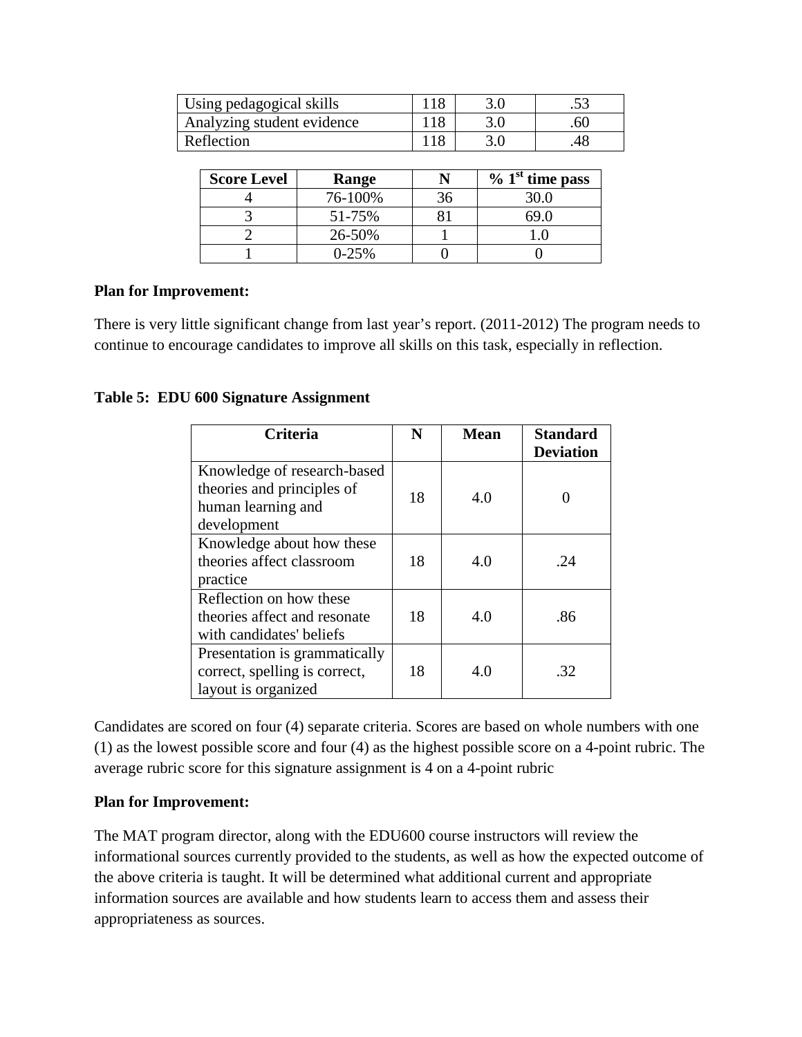| | | | |
|---|---|---|---|
| Using pedagogical skills | 118 | 3.0 | .53 |
| Analyzing student evidence | 118 | 3.0 | .60 |
| Reflection | 118 | 3.0 | .48 |

| Score Level | Range | N | % 1st time pass |
|---|---|---|---|
| 4 | 76-100% | 36 | 30.0 |
| 3 | 51-75% | 81 | 69.0 |
| 2 | 26-50% | 1 | 1.0 |
| 1 | 0-25% | 0 | 0 |

**Plan for Improvement:**

There is very little significant change from last year's report. (2011-2012) The program needs to continue to encourage candidates to improve all skills on this task, especially in reflection.

**Table 5: EDU 600 Signature Assignment**

| Criteria | N | Mean | Standard Deviation |
|---|---|---|---|
| Knowledge of research-based theories and principles of human learning and development | 18 | 4.0 | 0 |
| Knowledge about how these theories affect classroom practice | 18 | 4.0 | .24 |
| Reflection on how these theories affect and resonate with candidates' beliefs | 18 | 4.0 | .86 |
| Presentation is grammatically correct, spelling is correct, layout is organized | 18 | 4.0 | .32 |

Candidates are scored on four (4) separate criteria. Scores are based on whole numbers with one (1) as the lowest possible score and four (4) as the highest possible score on a 4-point rubric. The average rubric score for this signature assignment is 4 on a 4-point rubric

**Plan for Improvement:**

The MAT program director, along with the EDU600 course instructors will review the informational sources currently provided to the students, as well as how the expected outcome of the above criteria is taught. It will be determined what additional current and appropriate information sources are available and how students learn to access them and assess their appropriateness as sources.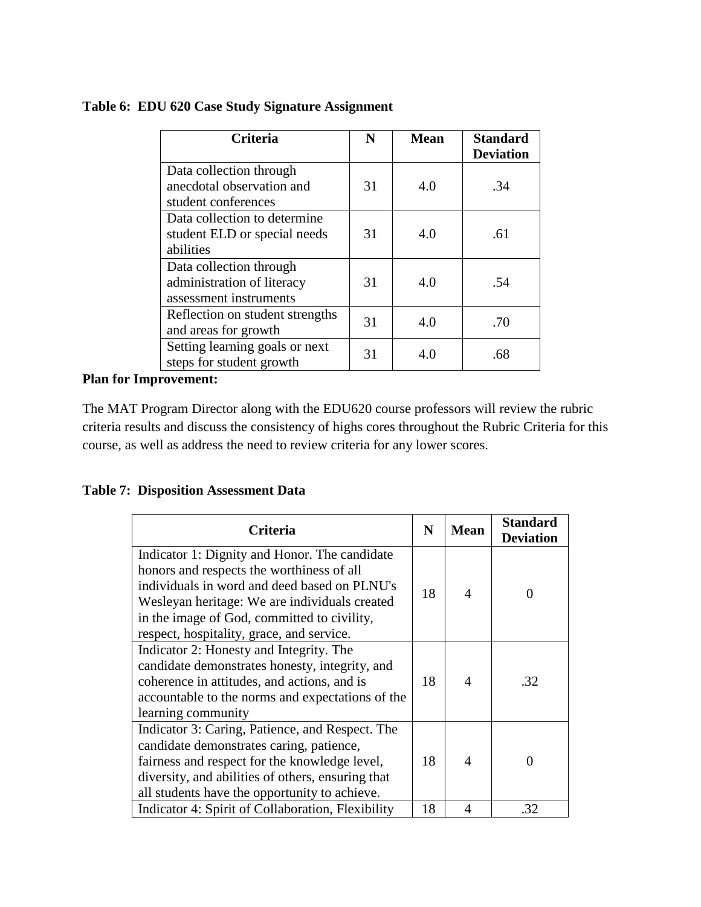**Table 6: EDU 620 Case Study Signature Assignment**

| Criteria | N | Mean | Standard Deviation |
|---|---|---|---|
| Data collection through anecdotal observation and student conferences | 31 | 4.0 | .34 |
| Data collection to determine student ELD or special needs abilities | 31 | 4.0 | .61 |
| Data collection through administration of literacy assessment instruments | 31 | 4.0 | .54 |
| Reflection on student strengths and areas for growth | 31 | 4.0 | .70 |
| Setting learning goals or next steps for student growth | 31 | 4.0 | .68 |

**Plan for Improvement:**

The MAT Program Director along with the EDU620 course professors will review the rubric criteria results and discuss the consistency of highs cores throughout the Rubric Criteria for this course, as well as address the need to review criteria for any lower scores.

**Table 7: Disposition Assessment Data**

| Criteria | N | Mean | Standard Deviation |
|---|---|---|---|
| Indicator 1: Dignity and Honor. The candidate honors and respects the worthiness of all individuals in word and deed based on PLNU's Wesleyan heritage: We are individuals created in the image of God, committed to civility, respect, hospitality, grace, and service. | 18 | 4 | 0 |
| Indicator 2: Honesty and Integrity. The candidate demonstrates honesty, integrity, and coherence in attitudes, and actions, and is accountable to the norms and expectations of the learning community | 18 | 4 | .32 |
| Indicator 3: Caring, Patience, and Respect. The candidate demonstrates caring, patience, fairness and respect for the knowledge level, diversity, and abilities of others, ensuring that all students have the opportunity to achieve. | 18 | 4 | 0 |
| Indicator 4: Spirit of Collaboration, Flexibility | 18 | 4 | .32 |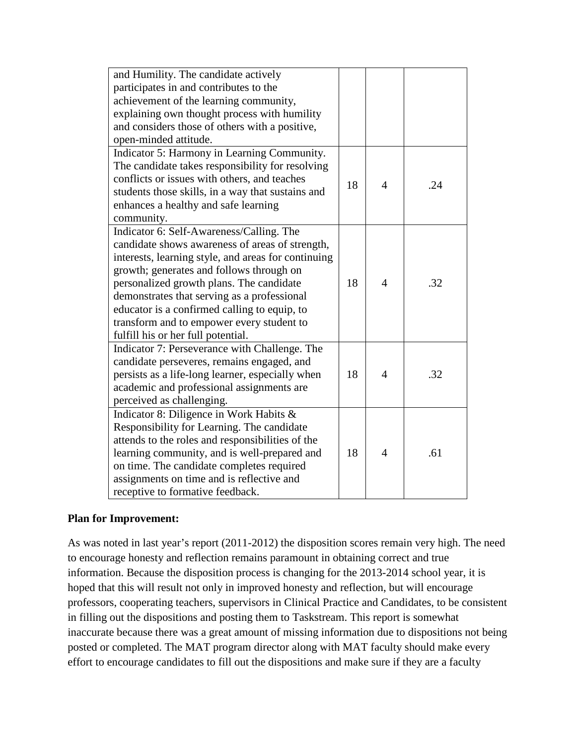| | | | |
|---|---|---|---|
| and Humility. The candidate actively participates in and contributes to the achievement of the learning community, explaining own thought process with humility and considers those of others with a positive, open-minded attitude. | | | |
| Indicator 5: Harmony in Learning Community. The candidate takes responsibility for resolving conflicts or issues with others, and teaches students those skills, in a way that sustains and enhances a healthy and safe learning community. | 18 | 4 | .24 |
| Indicator 6: Self-Awareness/Calling. The candidate shows awareness of areas of strength, interests, learning style, and areas for continuing growth; generates and follows through on personalized growth plans. The candidate demonstrates that serving as a professional educator is a confirmed calling to equip, to transform and to empower every student to fulfill his or her full potential. | 18 | 4 | .32 |
| Indicator 7: Perseverance with Challenge. The candidate perseveres, remains engaged, and persists as a life-long learner, especially when academic and professional assignments are perceived as challenging. | 18 | 4 | .32 |
| Indicator 8: Diligence in Work Habits & Responsibility for Learning. The candidate attends to the roles and responsibilities of the learning community, and is well-prepared and on time. The candidate completes required assignments on time and is reflective and receptive to formative feedback. | 18 | 4 | .61 |

**Plan for Improvement:**

As was noted in last year's report (2011-2012) the disposition scores remain very high. The need to encourage honesty and reflection remains paramount in obtaining correct and true information. Because the disposition process is changing for the 2013-2014 school year, it is hoped that this will result not only in improved honesty and reflection, but will encourage professors, cooperating teachers, supervisors in Clinical Practice and Candidates, to be consistent in filling out the dispositions and posting them to Taskstream. This report is somewhat inaccurate because there was a great amount of missing information due to dispositions not being posted or completed. The MAT program director along with MAT faculty should make every effort to encourage candidates to fill out the dispositions and make sure if they are a faculty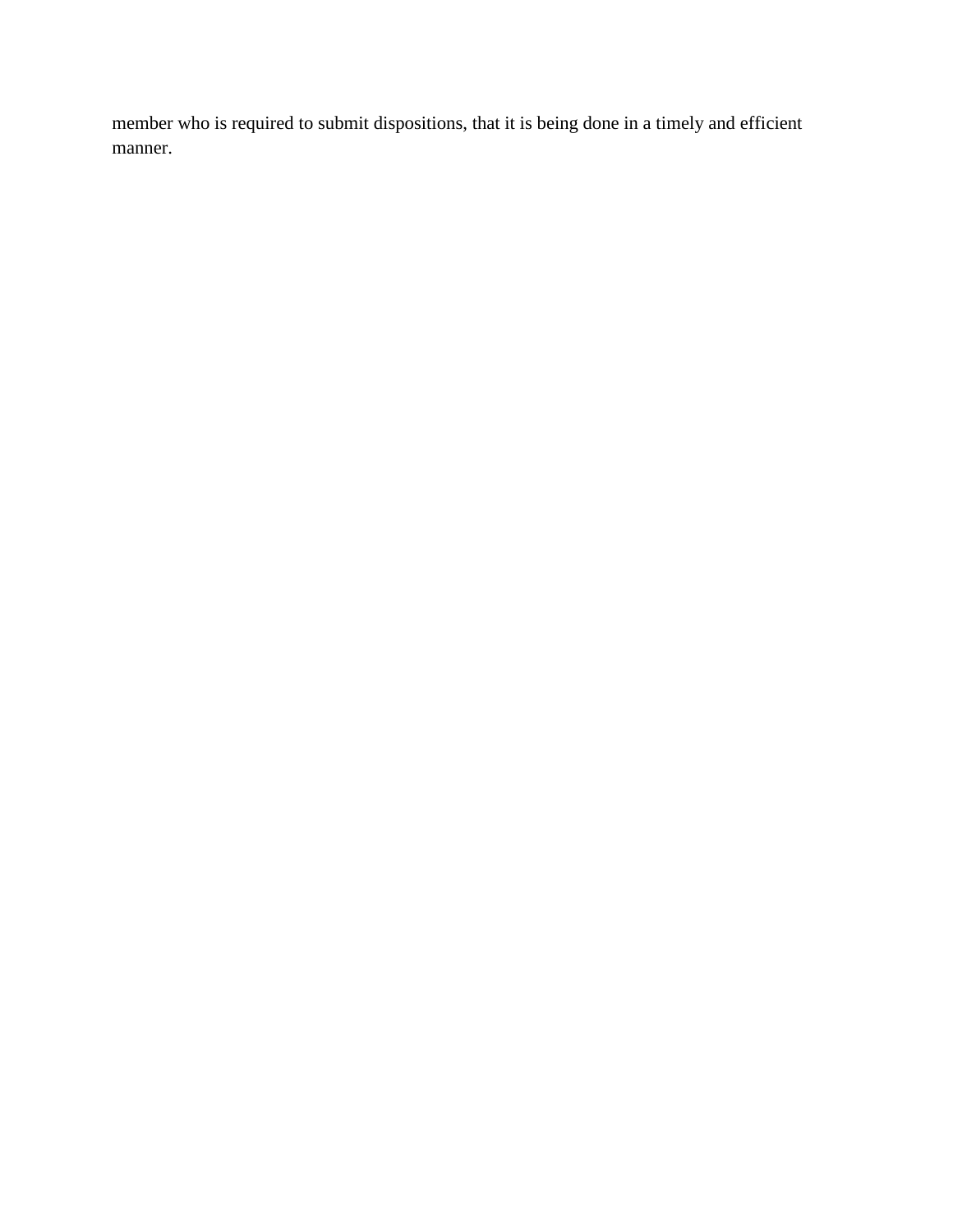member who is required to submit dispositions, that it is being done in a timely and efficient manner.